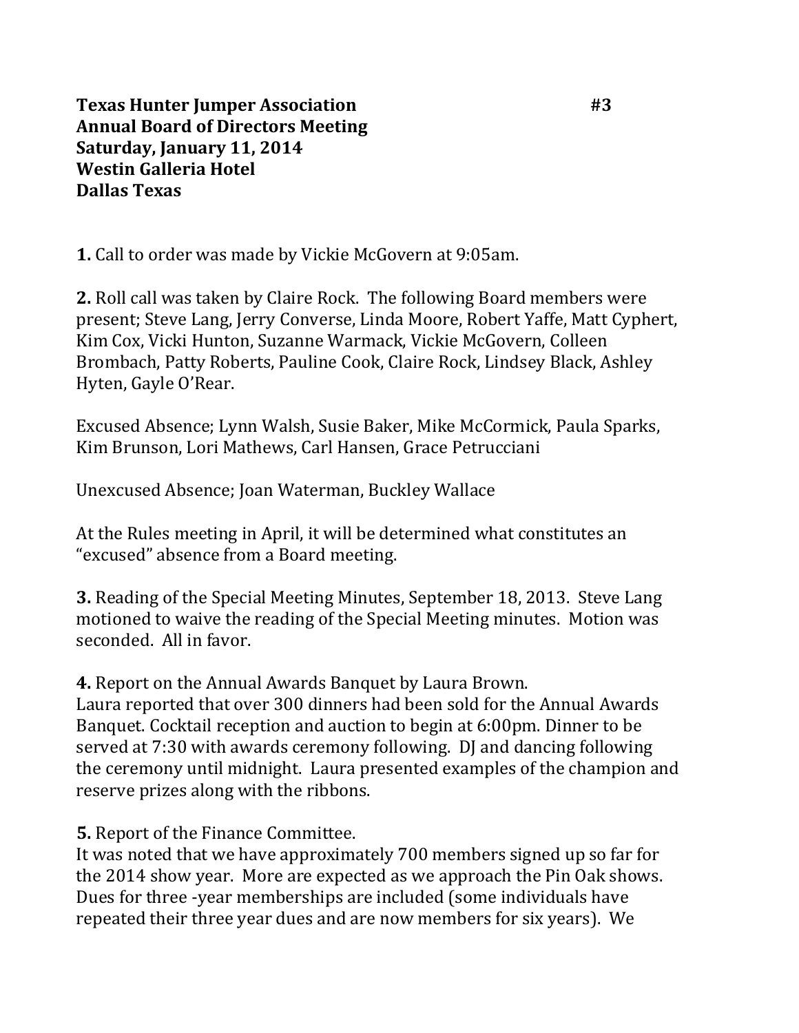**Texas Hunter Jumper Association** **#3**
**Annual Board of Directors Meeting**
**Saturday, January 11, 2014**
**Westin Galleria Hotel**
**Dallas Texas**

**1.** Call to order was made by Vickie McGovern at 9:05am.

**2.** Roll call was taken by Claire Rock. The following Board members were present; Steve Lang, Jerry Converse, Linda Moore, Robert Yaffe, Matt Cyphert, Kim Cox, Vicki Hunton, Suzanne Warmack, Vickie McGovern, Colleen Brombach, Patty Roberts, Pauline Cook, Claire Rock, Lindsey Black, Ashley Hyten, Gayle O'Rear.

Excused Absence; Lynn Walsh, Susie Baker, Mike McCormick, Paula Sparks, Kim Brunson, Lori Mathews, Carl Hansen, Grace Petrucciani

Unexcused Absence; Joan Waterman, Buckley Wallace

At the Rules meeting in April, it will be determined what constitutes an "excused" absence from a Board meeting.

**3.** Reading of the Special Meeting Minutes, September 18, 2013. Steve Lang motioned to waive the reading of the Special Meeting minutes. Motion was seconded. All in favor.

**4.** Report on the Annual Awards Banquet by Laura Brown.
Laura reported that over 300 dinners had been sold for the Annual Awards Banquet. Cocktail reception and auction to begin at 6:00pm. Dinner to be served at 7:30 with awards ceremony following. DJ and dancing following the ceremony until midnight. Laura presented examples of the champion and reserve prizes along with the ribbons.

**5.** Report of the Finance Committee.
It was noted that we have approximately 700 members signed up so far for the 2014 show year. More are expected as we approach the Pin Oak shows. Dues for three -year memberships are included (some individuals have repeated their three year dues and are now members for six years). We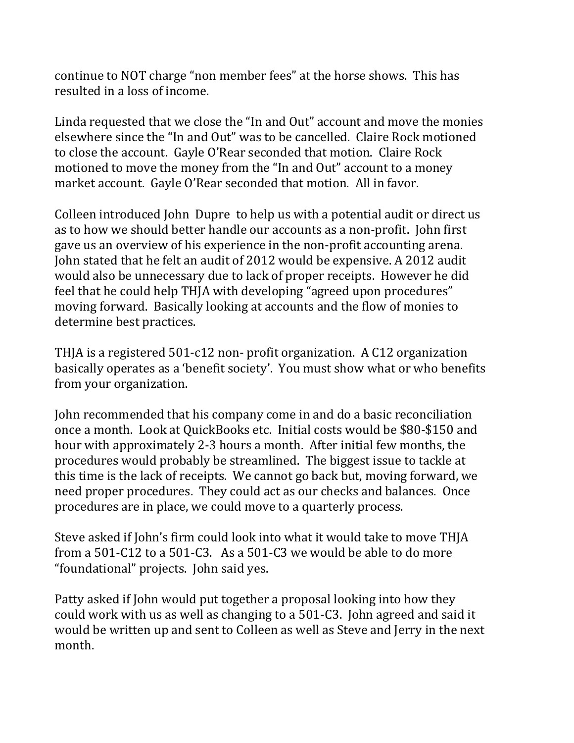continue to NOT charge "non member fees" at the horse shows. This has resulted in a loss of income.

Linda requested that we close the "In and Out" account and move the monies elsewhere since the "In and Out" was to be cancelled. Claire Rock motioned to close the account. Gayle O'Rear seconded that motion. Claire Rock motioned to move the money from the "In and Out" account to a money market account. Gayle O'Rear seconded that motion. All in favor.

Colleen introduced John Dupre to help us with a potential audit or direct us as to how we should better handle our accounts as a non-profit. John first gave us an overview of his experience in the non-profit accounting arena. John stated that he felt an audit of 2012 would be expensive. A 2012 audit would also be unnecessary due to lack of proper receipts. However he did feel that he could help THJA with developing "agreed upon procedures" moving forward. Basically looking at accounts and the flow of monies to determine best practices.

THJA is a registered 501-c12 non- profit organization. A C12 organization basically operates as a 'benefit society'. You must show what or who benefits from your organization.

John recommended that his company come in and do a basic reconciliation once a month. Look at QuickBooks etc. Initial costs would be $80-$150 and hour with approximately 2-3 hours a month. After initial few months, the procedures would probably be streamlined. The biggest issue to tackle at this time is the lack of receipts. We cannot go back but, moving forward, we need proper procedures. They could act as our checks and balances. Once procedures are in place, we could move to a quarterly process.

Steve asked if John's firm could look into what it would take to move THJA from a 501-C12 to a 501-C3. As a 501-C3 we would be able to do more "foundational" projects. John said yes.

Patty asked if John would put together a proposal looking into how they could work with us as well as changing to a 501-C3. John agreed and said it would be written up and sent to Colleen as well as Steve and Jerry in the next month.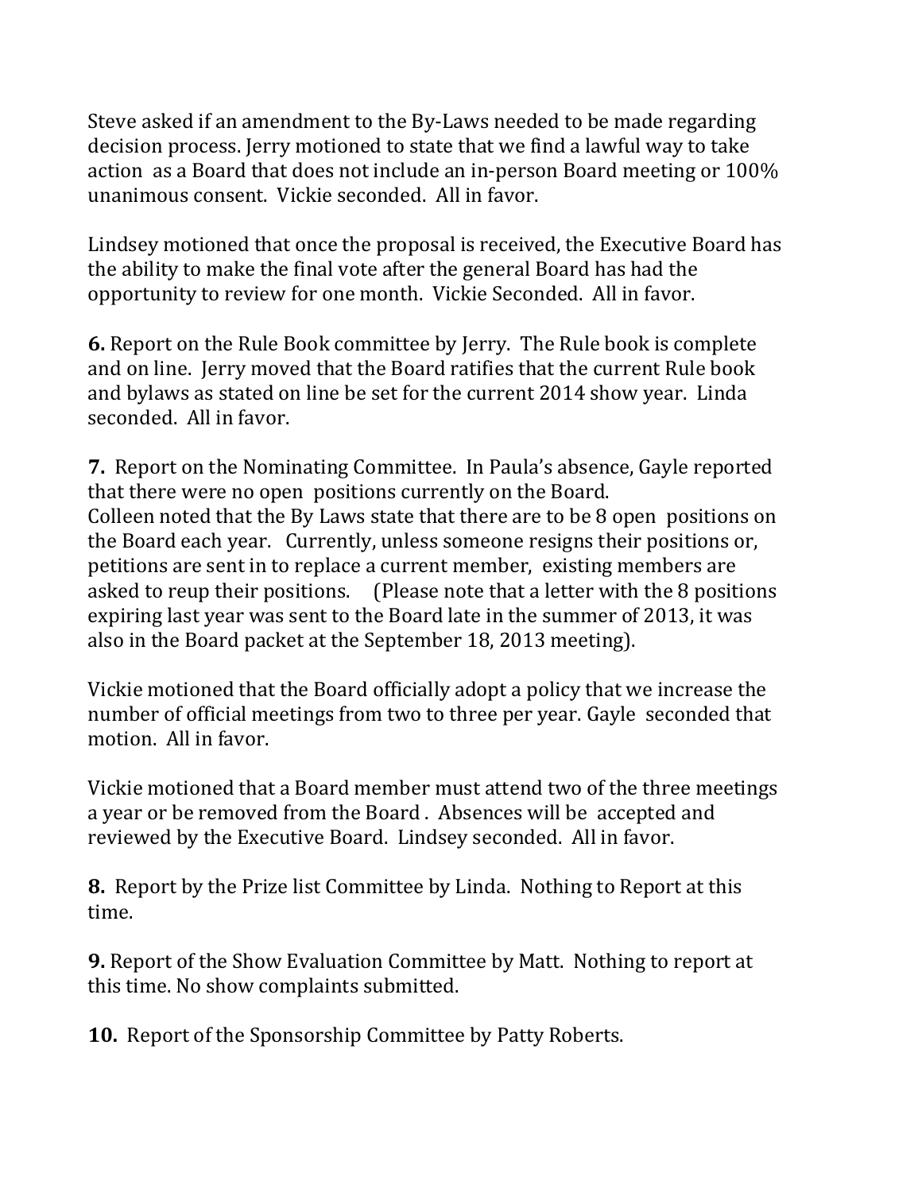Steve asked if an amendment to the By-Laws needed to be made regarding decision process. Jerry motioned to state that we find a lawful way to take action as a Board that does not include an in-person Board meeting or 100% unanimous consent. Vickie seconded. All in favor.

Lindsey motioned that once the proposal is received, the Executive Board has the ability to make the final vote after the general Board has had the opportunity to review for one month. Vickie Seconded. All in favor.

**6.** Report on the Rule Book committee by Jerry. The Rule book is complete and on line. Jerry moved that the Board ratifies that the current Rule book and bylaws as stated on line be set for the current 2014 show year. Linda seconded. All in favor.

**7.** Report on the Nominating Committee. In Paula's absence, Gayle reported that there were no open positions currently on the Board.
Colleen noted that the By Laws state that there are to be 8 open positions on the Board each year. Currently, unless someone resigns their positions or, petitions are sent in to replace a current member, existing members are asked to reup their positions. (Please note that a letter with the 8 positions expiring last year was sent to the Board late in the summer of 2013, it was also in the Board packet at the September 18, 2013 meeting).

Vickie motioned that the Board officially adopt a policy that we increase the number of official meetings from two to three per year. Gayle seconded that motion. All in favor.

Vickie motioned that a Board member must attend two of the three meetings a year or be removed from the Board . Absences will be accepted and reviewed by the Executive Board. Lindsey seconded. All in favor.

**8.** Report by the Prize list Committee by Linda. Nothing to Report at this time.

**9.** Report of the Show Evaluation Committee by Matt. Nothing to report at this time. No show complaints submitted.

**10.** Report of the Sponsorship Committee by Patty Roberts.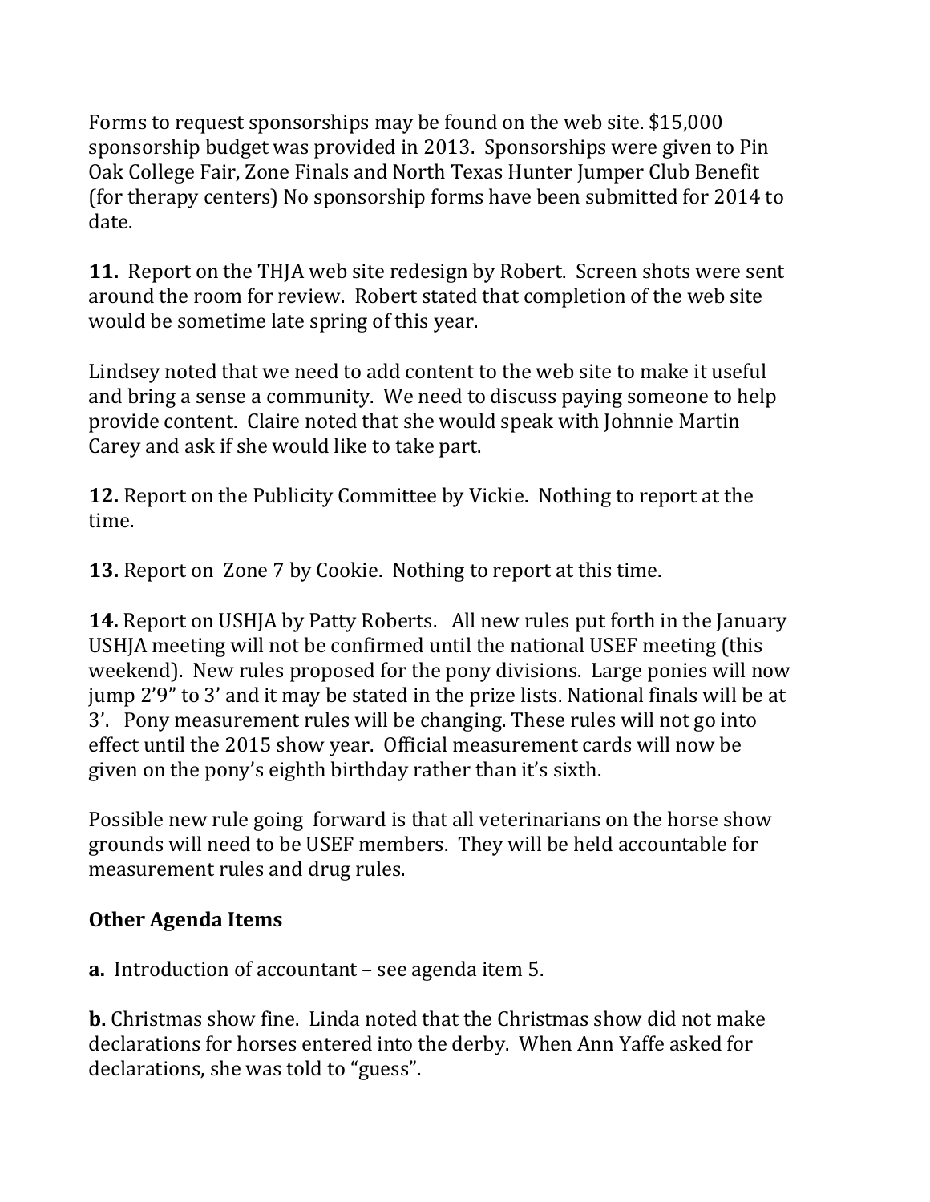Forms to request sponsorships may be found on the web site. $15,000 sponsorship budget was provided in 2013. Sponsorships were given to Pin Oak College Fair, Zone Finals and North Texas Hunter Jumper Club Benefit (for therapy centers) No sponsorship forms have been submitted for 2014 to date.

**11.** Report on the THJA web site redesign by Robert. Screen shots were sent around the room for review. Robert stated that completion of the web site would be sometime late spring of this year.

Lindsey noted that we need to add content to the web site to make it useful and bring a sense a community. We need to discuss paying someone to help provide content. Claire noted that she would speak with Johnnie Martin Carey and ask if she would like to take part.

**12.** Report on the Publicity Committee by Vickie. Nothing to report at the time.

**13.** Report on Zone 7 by Cookie. Nothing to report at this time.

**14.** Report on USHJA by Patty Roberts. All new rules put forth in the January USHJA meeting will not be confirmed until the national USEF meeting (this weekend). New rules proposed for the pony divisions. Large ponies will now jump 2'9" to 3' and it may be stated in the prize lists. National finals will be at 3'. Pony measurement rules will be changing. These rules will not go into effect until the 2015 show year. Official measurement cards will now be given on the pony's eighth birthday rather than it's sixth.

Possible new rule going forward is that all veterinarians on the horse show grounds will need to be USEF members. They will be held accountable for measurement rules and drug rules.

## Other Agenda Items

**a.** Introduction of accountant – see agenda item 5.

**b.** Christmas show fine. Linda noted that the Christmas show did not make declarations for horses entered into the derby. When Ann Yaffe asked for declarations, she was told to "guess".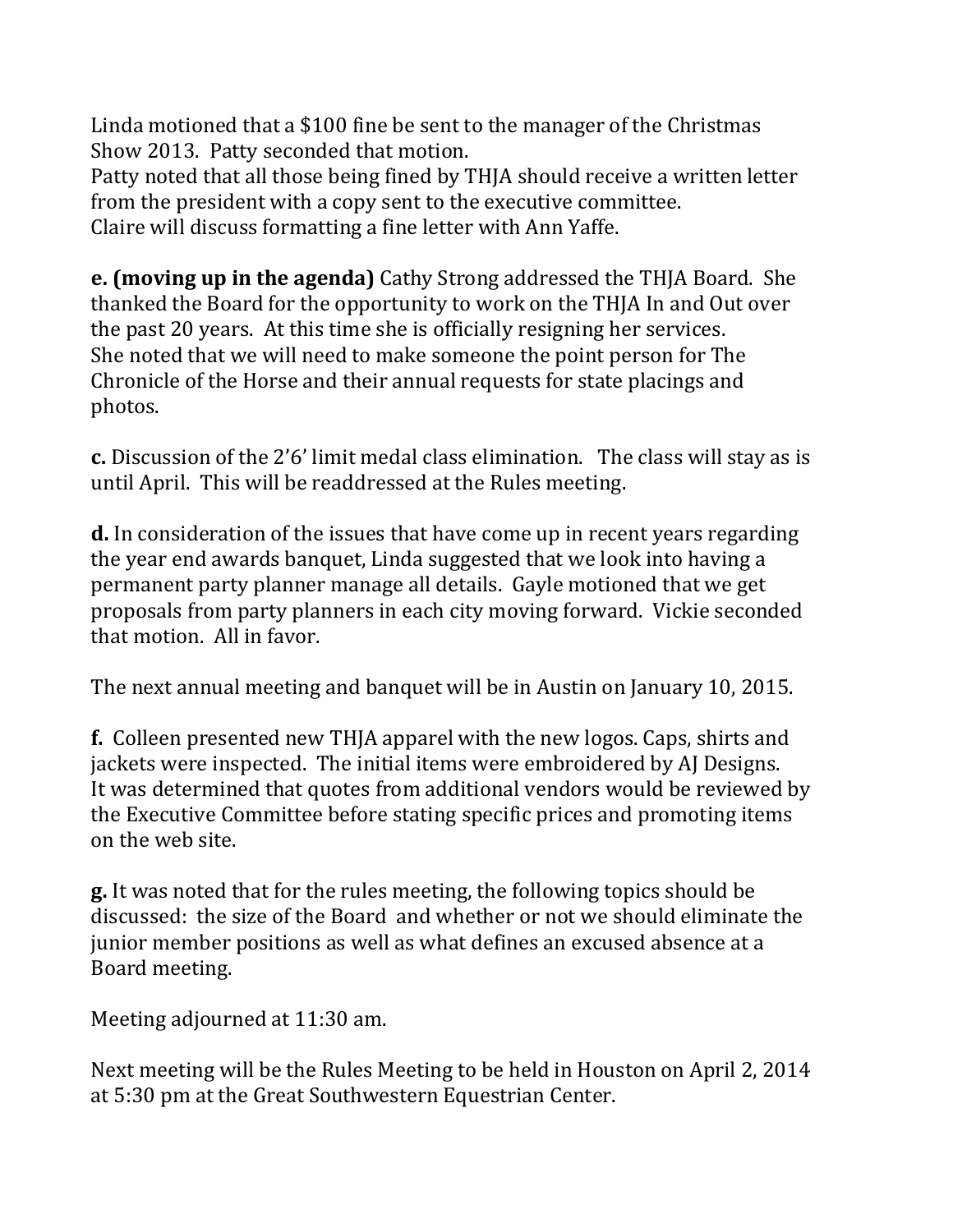Linda motioned that a $100 fine be sent to the manager of the Christmas Show 2013. Patty seconded that motion.
Patty noted that all those being fined by THJA should receive a written letter from the president with a copy sent to the executive committee.
Claire will discuss formatting a fine letter with Ann Yaffe.

**e. (moving up in the agenda)** Cathy Strong addressed the THJA Board. She thanked the Board for the opportunity to work on the THJA In and Out over the past 20 years. At this time she is officially resigning her services. She noted that we will need to make someone the point person for The Chronicle of the Horse and their annual requests for state placings and photos.

**c.** Discussion of the 2'6' limit medal class elimination. The class will stay as is until April. This will be readdressed at the Rules meeting.

**d.** In consideration of the issues that have come up in recent years regarding the year end awards banquet, Linda suggested that we look into having a permanent party planner manage all details. Gayle motioned that we get proposals from party planners in each city moving forward. Vickie seconded that motion. All in favor.

The next annual meeting and banquet will be in Austin on January 10, 2015.

**f.** Colleen presented new THJA apparel with the new logos. Caps, shirts and jackets were inspected. The initial items were embroidered by AJ Designs. It was determined that quotes from additional vendors would be reviewed by the Executive Committee before stating specific prices and promoting items on the web site.

**g.** It was noted that for the rules meeting, the following topics should be discussed: the size of the Board and whether or not we should eliminate the junior member positions as well as what defines an excused absence at a Board meeting.

Meeting adjourned at 11:30 am.

Next meeting will be the Rules Meeting to be held in Houston on April 2, 2014 at 5:30 pm at the Great Southwestern Equestrian Center.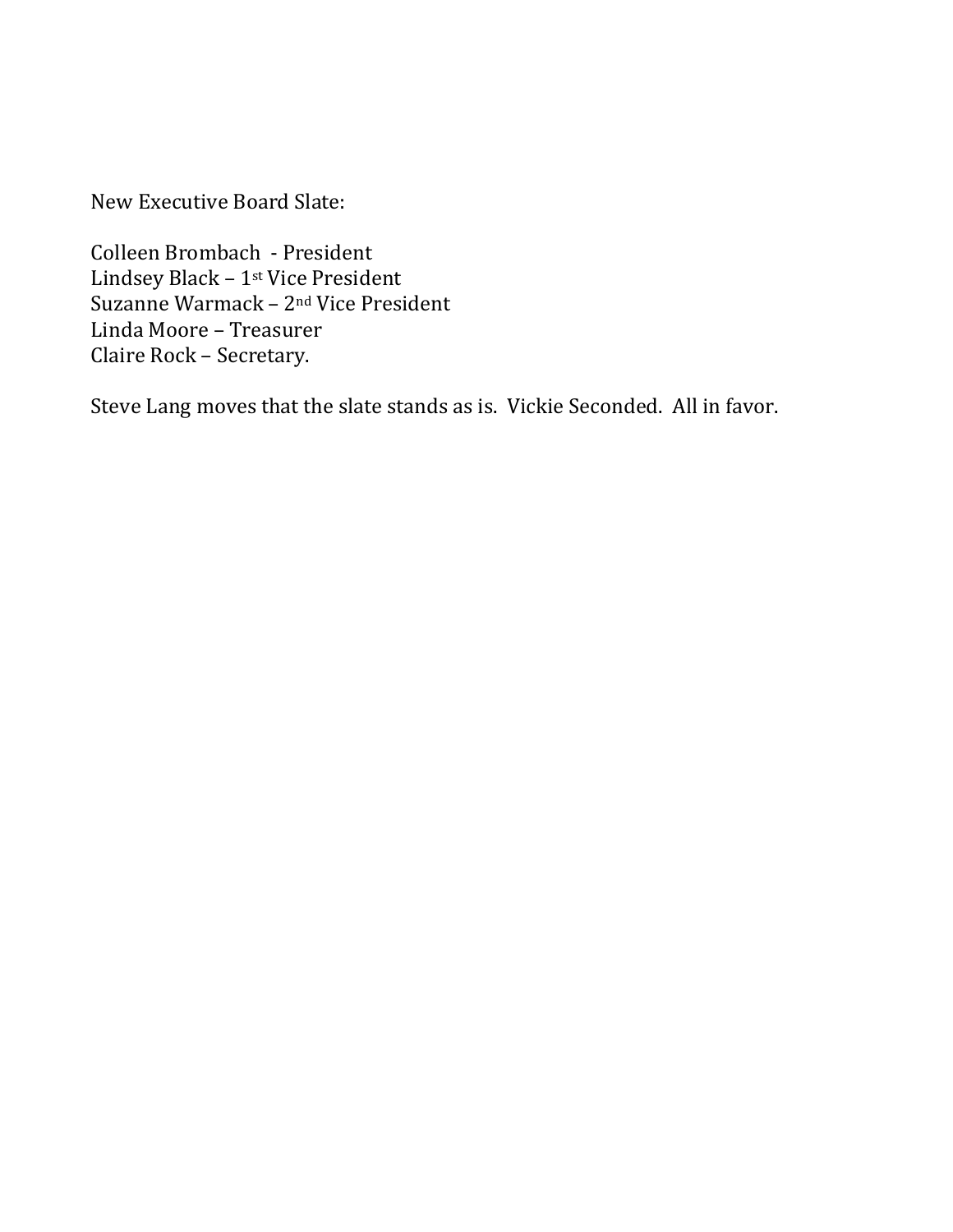New Executive Board Slate:

Colleen Brombach - President
Lindsey Black – 1st Vice President
Suzanne Warmack – 2nd Vice President
Linda Moore – Treasurer
Claire Rock – Secretary.

Steve Lang moves that the slate stands as is. Vickie Seconded. All in favor.